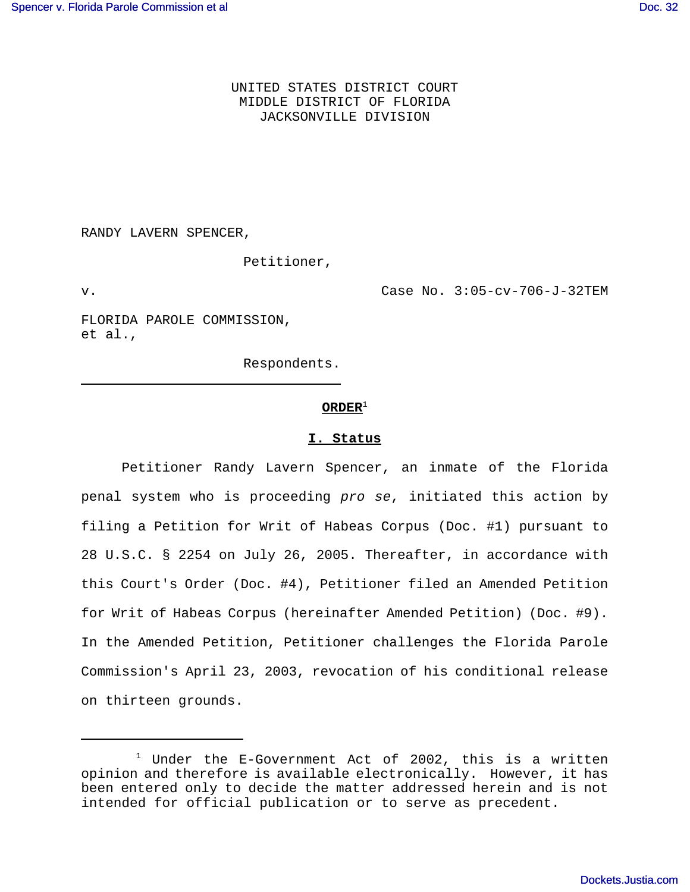UNITED STATES DISTRICT COURT
MIDDLE DISTRICT OF FLORIDA
JACKSONVILLE DIVISION

RANDY LAVERN SPENCER,

Petitioner,

v. Case No. 3:05-cv-706-J-32TEM

FLORIDA PAROLE COMMISSION,
et al.,

Respondents.

---

**ORDER**[1]

## I. Status

Petitioner Randy Lavern Spencer, an inmate of the Florida penal system who is proceeding *pro se*, initiated this action by filing a Petition for Writ of Habeas Corpus (Doc. #1) pursuant to 28 U.S.C. § 2254 on July 26, 2005. Thereafter, in accordance with this Court's Order (Doc. #4), Petitioner filed an Amended Petition for Writ of Habeas Corpus (hereinafter Amended Petition) (Doc. #9). In the Amended Petition, Petitioner challenges the Florida Parole Commission's April 23, 2003, revocation of his conditional release on thirteen grounds.

---

[1] Under the E-Government Act of 2002, this is a written opinion and therefore is available electronically. However, it has been entered only to decide the matter addressed herein and is not intended for official publication or to serve as precedent.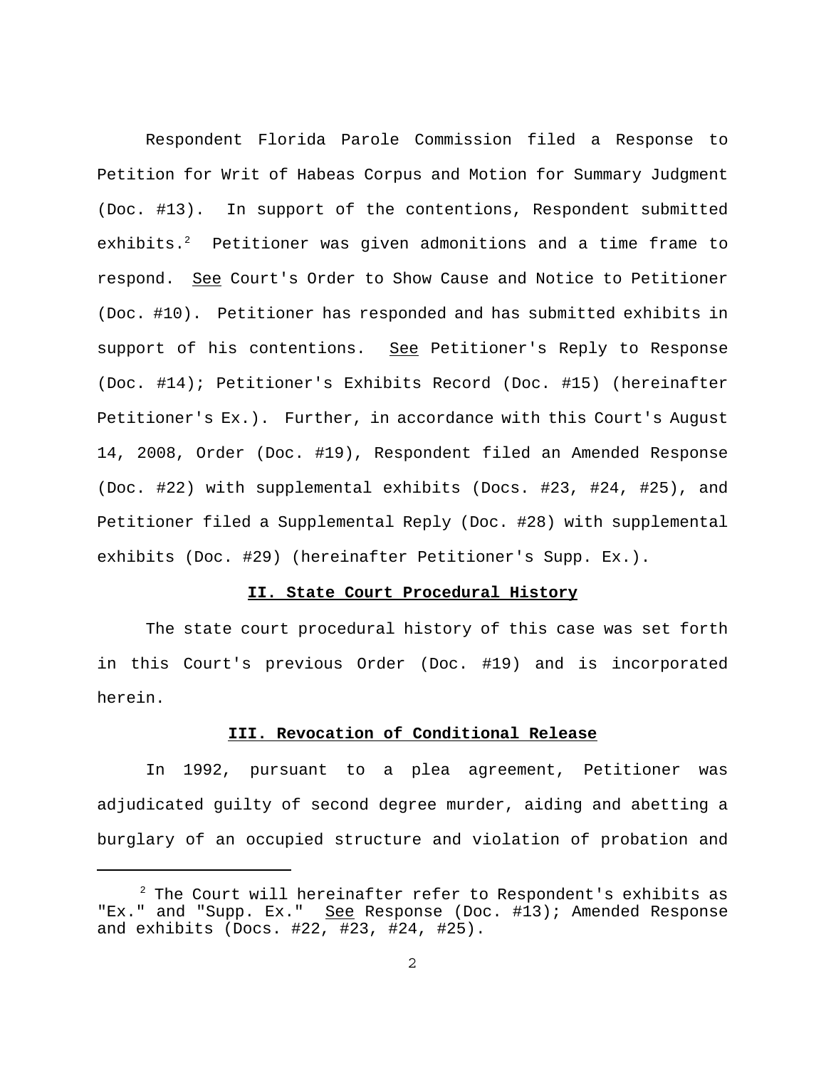Respondent Florida Parole Commission filed a Response to Petition for Writ of Habeas Corpus and Motion for Summary Judgment (Doc. #13). In support of the contentions, Respondent submitted exhibits.[2] Petitioner was given admonitions and a time frame to respond. See Court's Order to Show Cause and Notice to Petitioner (Doc. #10). Petitioner has responded and has submitted exhibits in support of his contentions. See Petitioner's Reply to Response (Doc. #14); Petitioner's Exhibits Record (Doc. #15) (hereinafter Petitioner's Ex.). Further, in accordance with this Court's August 14, 2008, Order (Doc. #19), Respondent filed an Amended Response (Doc. #22) with supplemental exhibits (Docs. #23, #24, #25), and Petitioner filed a Supplemental Reply (Doc. #28) with supplemental exhibits (Doc. #29) (hereinafter Petitioner's Supp. Ex.).

## II. State Court Procedural History

The state court procedural history of this case was set forth in this Court's previous Order (Doc. #19) and is incorporated herein.

## III. Revocation of Conditional Release

In 1992, pursuant to a plea agreement, Petitioner was adjudicated guilty of second degree murder, aiding and abetting a burglary of an occupied structure and violation of probation and

---

[2] The Court will hereinafter refer to Respondent's exhibits as "Ex." and "Supp. Ex." See Response (Doc. #13); Amended Response and exhibits (Docs. #22, #23, #24, #25).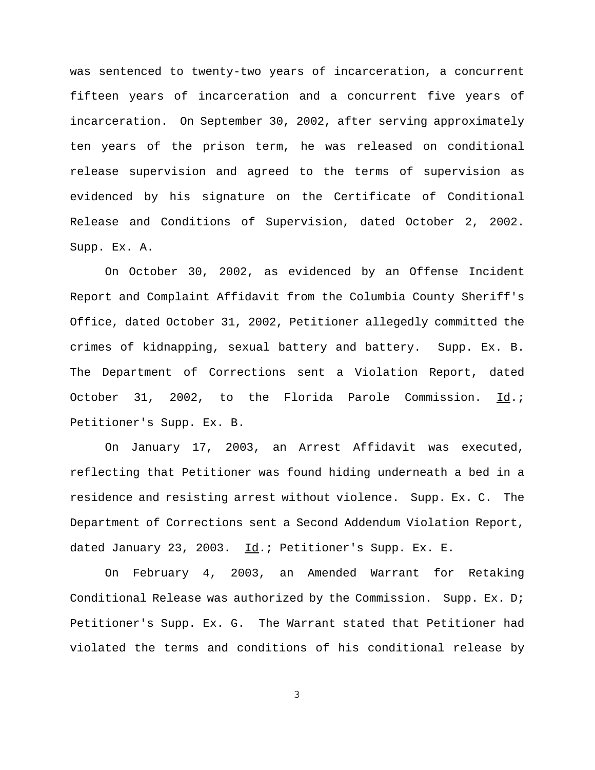was sentenced to twenty-two years of incarceration, a concurrent fifteen years of incarceration and a concurrent five years of incarceration. On September 30, 2002, after serving approximately ten years of the prison term, he was released on conditional release supervision and agreed to the terms of supervision as evidenced by his signature on the Certificate of Conditional Release and Conditions of Supervision, dated October 2, 2002. Supp. Ex. A.

On October 30, 2002, as evidenced by an Offense Incident Report and Complaint Affidavit from the Columbia County Sheriff's Office, dated October 31, 2002, Petitioner allegedly committed the crimes of kidnapping, sexual battery and battery. Supp. Ex. B. The Department of Corrections sent a Violation Report, dated October 31, 2002, to the Florida Parole Commission. Id.; Petitioner's Supp. Ex. B.

On January 17, 2003, an Arrest Affidavit was executed, reflecting that Petitioner was found hiding underneath a bed in a residence and resisting arrest without violence. Supp. Ex. C. The Department of Corrections sent a Second Addendum Violation Report, dated January 23, 2003. Id.; Petitioner's Supp. Ex. E.

On February 4, 2003, an Amended Warrant for Retaking Conditional Release was authorized by the Commission. Supp. Ex. D; Petitioner's Supp. Ex. G. The Warrant stated that Petitioner had violated the terms and conditions of his conditional release by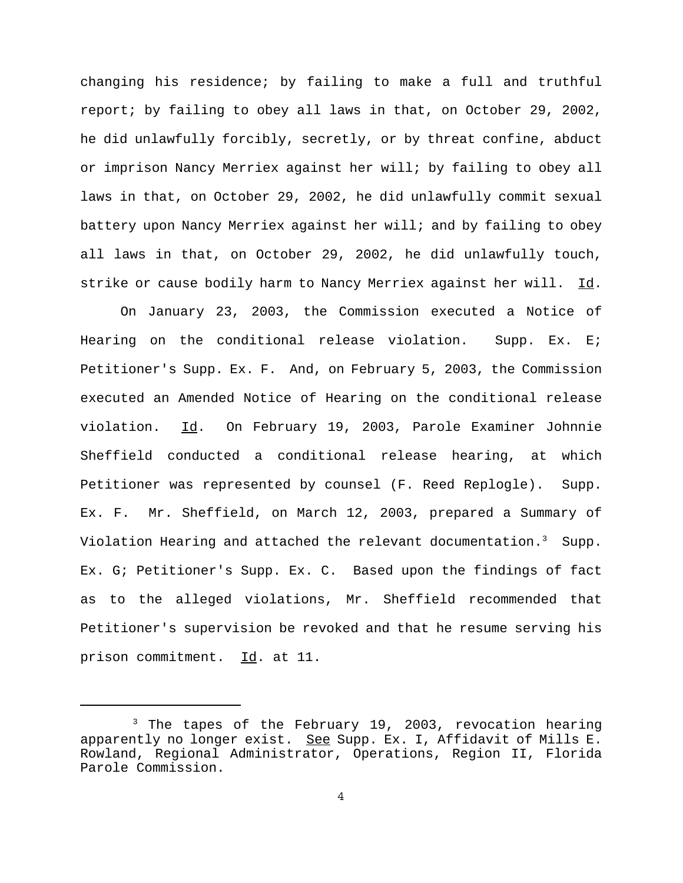changing his residence; by failing to make a full and truthful report; by failing to obey all laws in that, on October 29, 2002, he did unlawfully forcibly, secretly, or by threat confine, abduct or imprison Nancy Merriex against her will; by failing to obey all laws in that, on October 29, 2002, he did unlawfully commit sexual battery upon Nancy Merriex against her will; and by failing to obey all laws in that, on October 29, 2002, he did unlawfully touch, strike or cause bodily harm to Nancy Merriex against her will. Id.

On January 23, 2003, the Commission executed a Notice of Hearing on the conditional release violation. Supp. Ex. E; Petitioner's Supp. Ex. F. And, on February 5, 2003, the Commission executed an Amended Notice of Hearing on the conditional release violation. Id. On February 19, 2003, Parole Examiner Johnnie Sheffield conducted a conditional release hearing, at which Petitioner was represented by counsel (F. Reed Replogle). Supp. Ex. F. Mr. Sheffield, on March 12, 2003, prepared a Summary of Violation Hearing and attached the relevant documentation.[3] Supp. Ex. G; Petitioner's Supp. Ex. C. Based upon the findings of fact as to the alleged violations, Mr. Sheffield recommended that Petitioner's supervision be revoked and that he resume serving his prison commitment. Id. at 11.

---

[3] The tapes of the February 19, 2003, revocation hearing apparently no longer exist. See Supp. Ex. I, Affidavit of Mills E. Rowland, Regional Administrator, Operations, Region II, Florida Parole Commission.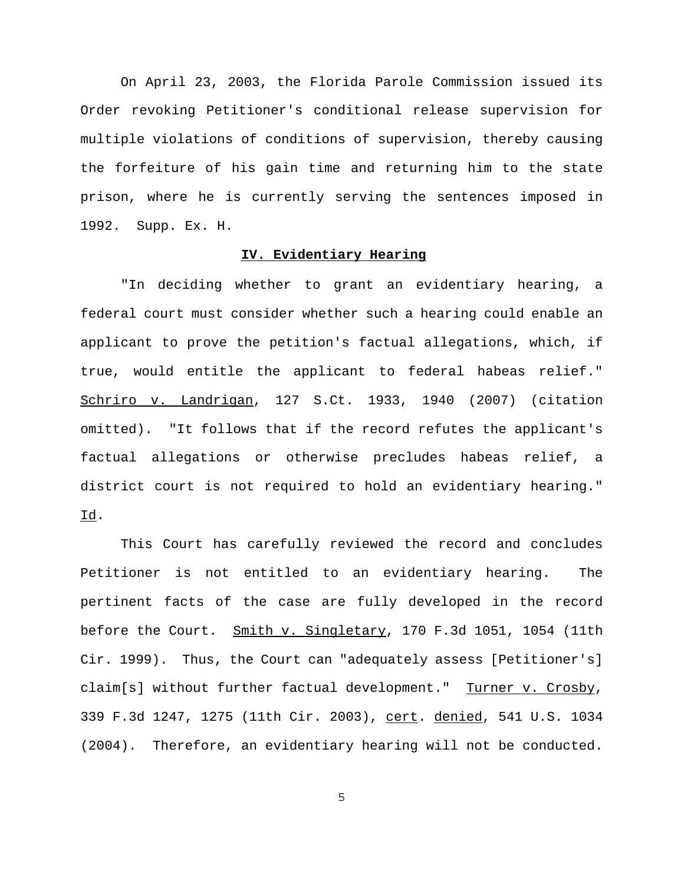On April 23, 2003, the Florida Parole Commission issued its Order revoking Petitioner's conditional release supervision for multiple violations of conditions of supervision, thereby causing the forfeiture of his gain time and returning him to the state prison, where he is currently serving the sentences imposed in 1992. Supp. Ex. H.

## IV. Evidentiary Hearing

"In deciding whether to grant an evidentiary hearing, a federal court must consider whether such a hearing could enable an applicant to prove the petition's factual allegations, which, if true, would entitle the applicant to federal habeas relief." Schriro v. Landrigan, 127 S.Ct. 1933, 1940 (2007) (citation omitted). "It follows that if the record refutes the applicant's factual allegations or otherwise precludes habeas relief, a district court is not required to hold an evidentiary hearing." Id.

This Court has carefully reviewed the record and concludes Petitioner is not entitled to an evidentiary hearing. The pertinent facts of the case are fully developed in the record before the Court. Smith v. Singletary, 170 F.3d 1051, 1054 (11th Cir. 1999). Thus, the Court can "adequately assess [Petitioner's] claim[s] without further factual development." Turner v. Crosby, 339 F.3d 1247, 1275 (11th Cir. 2003), cert. denied, 541 U.S. 1034 (2004). Therefore, an evidentiary hearing will not be conducted.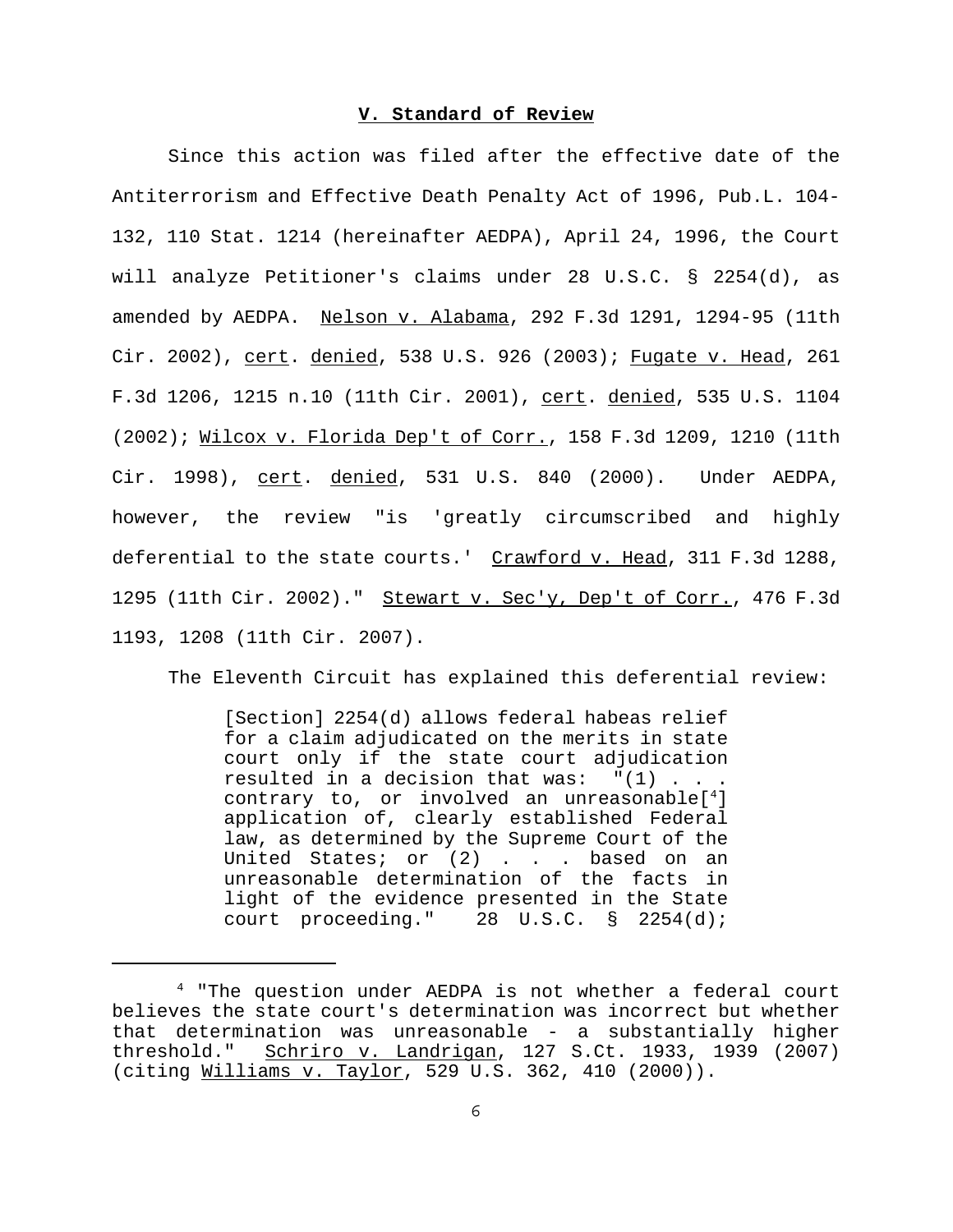## V. Standard of Review

Since this action was filed after the effective date of the Antiterrorism and Effective Death Penalty Act of 1996, Pub.L. 104-132, 110 Stat. 1214 (hereinafter AEDPA), April 24, 1996, the Court will analyze Petitioner's claims under 28 U.S.C. § 2254(d), as amended by AEDPA. Nelson v. Alabama, 292 F.3d 1291, 1294-95 (11th Cir. 2002), cert. denied, 538 U.S. 926 (2003); Fugate v. Head, 261 F.3d 1206, 1215 n.10 (11th Cir. 2001), cert. denied, 535 U.S. 1104 (2002); Wilcox v. Florida Dep't of Corr., 158 F.3d 1209, 1210 (11th Cir. 1998), cert. denied, 531 U.S. 840 (2000). Under AEDPA, however, the review "is 'greatly circumscribed and highly deferential to the state courts.' Crawford v. Head, 311 F.3d 1288, 1295 (11th Cir. 2002)." Stewart v. Sec'y, Dep't of Corr., 476 F.3d 1193, 1208 (11th Cir. 2007).

The Eleventh Circuit has explained this deferential review:

> [Section] 2254(d) allows federal habeas relief for a claim adjudicated on the merits in state court only if the state court adjudication resulted in a decision that was: "(1) . . . contrary to, or involved an unreasonable[4] application of, clearly established Federal law, as determined by the Supreme Court of the United States; or (2) . . . based on an unreasonable determination of the facts in light of the evidence presented in the State court proceeding." 28 U.S.C. § 2254(d);

---

[4] "The question under AEDPA is not whether a federal court believes the state court's determination was incorrect but whether that determination was unreasonable - a substantially higher threshold." Schriro v. Landrigan, 127 S.Ct. 1933, 1939 (2007) (citing Williams v. Taylor, 529 U.S. 362, 410 (2000)).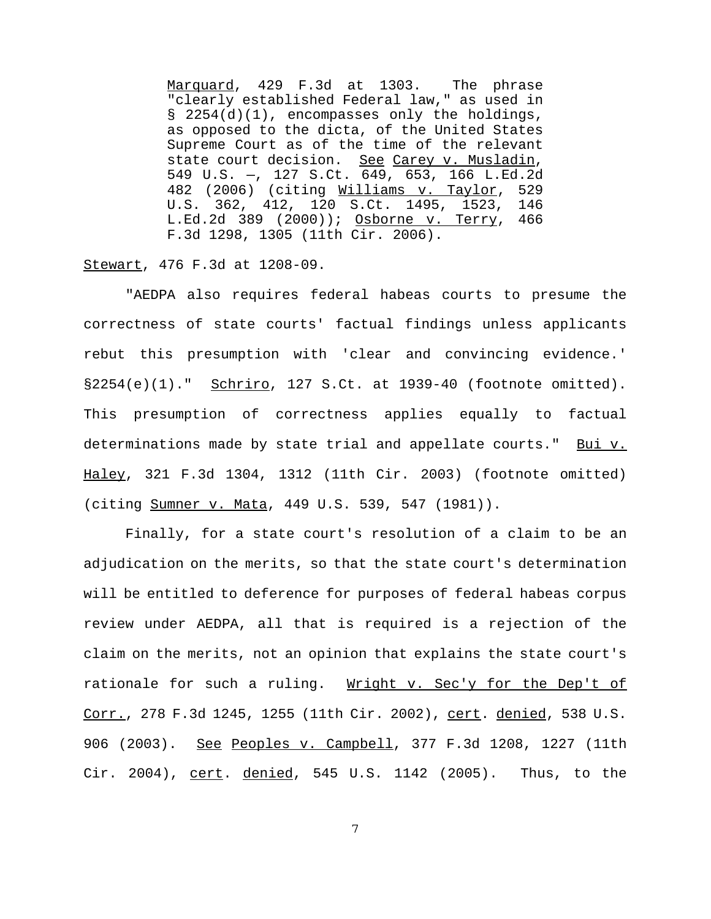> Marquard, 429 F.3d at 1303. The phrase "clearly established Federal law," as used in § 2254(d)(1), encompasses only the holdings, as opposed to the dicta, of the United States Supreme Court as of the time of the relevant state court decision. See Carey v. Musladin, 549 U.S. —, 127 S.Ct. 649, 653, 166 L.Ed.2d 482 (2006) (citing Williams v. Taylor, 529 U.S. 362, 412, 120 S.Ct. 1495, 1523, 146 L.Ed.2d 389 (2000)); Osborne v. Terry, 466 F.3d 1298, 1305 (11th Cir. 2006).

Stewart, 476 F.3d at 1208-09.

"AEDPA also requires federal habeas courts to presume the correctness of state courts' factual findings unless applicants rebut this presumption with 'clear and convincing evidence.' §2254(e)(1)." Schriro, 127 S.Ct. at 1939-40 (footnote omitted). This presumption of correctness applies equally to factual determinations made by state trial and appellate courts." Bui v. Haley, 321 F.3d 1304, 1312 (11th Cir. 2003) (footnote omitted) (citing Sumner v. Mata, 449 U.S. 539, 547 (1981)).

Finally, for a state court's resolution of a claim to be an adjudication on the merits, so that the state court's determination will be entitled to deference for purposes of federal habeas corpus review under AEDPA, all that is required is a rejection of the claim on the merits, not an opinion that explains the state court's rationale for such a ruling. Wright v. Sec'y for the Dep't of Corr., 278 F.3d 1245, 1255 (11th Cir. 2002), cert. denied, 538 U.S. 906 (2003). See Peoples v. Campbell, 377 F.3d 1208, 1227 (11th Cir. 2004), cert. denied, 545 U.S. 1142 (2005). Thus, to the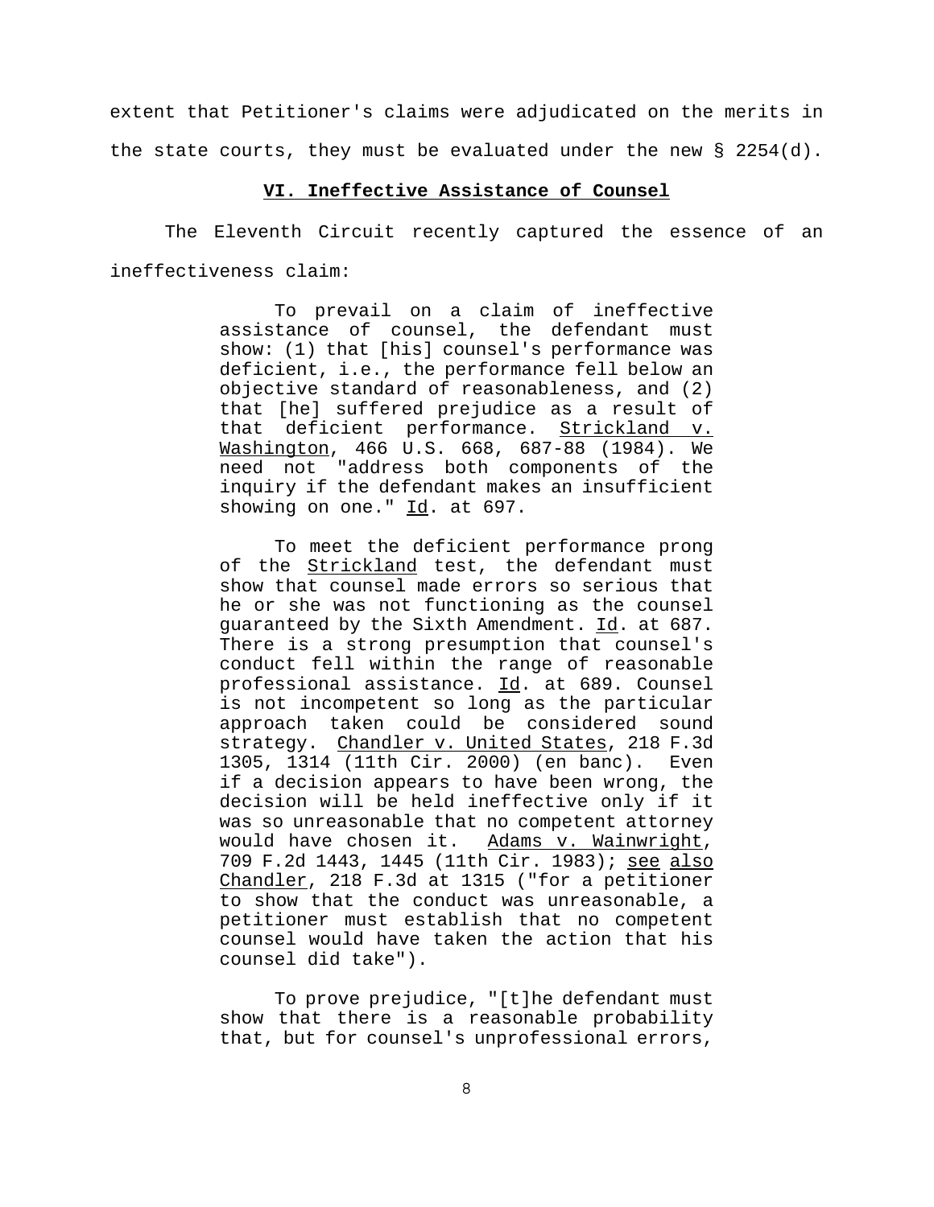extent that Petitioner's claims were adjudicated on the merits in the state courts, they must be evaluated under the new § 2254(d).

## VI. Ineffective Assistance of Counsel

The Eleventh Circuit recently captured the essence of an ineffectiveness claim:

> To prevail on a claim of ineffective assistance of counsel, the defendant must show: (1) that [his] counsel's performance was deficient, i.e., the performance fell below an objective standard of reasonableness, and (2) that [he] suffered prejudice as a result of that deficient performance. Strickland v. Washington, 466 U.S. 668, 687-88 (1984). We need not "address both components of the inquiry if the defendant makes an insufficient showing on one." Id. at 697.
>
> To meet the deficient performance prong of the Strickland test, the defendant must show that counsel made errors so serious that he or she was not functioning as the counsel guaranteed by the Sixth Amendment. Id. at 687. There is a strong presumption that counsel's conduct fell within the range of reasonable professional assistance. Id. at 689. Counsel is not incompetent so long as the particular approach taken could be considered sound strategy. Chandler v. United States, 218 F.3d 1305, 1314 (11th Cir. 2000) (en banc). Even if a decision appears to have been wrong, the decision will be held ineffective only if it was so unreasonable that no competent attorney would have chosen it. Adams v. Wainwright, 709 F.2d 1443, 1445 (11th Cir. 1983); see also Chandler, 218 F.3d at 1315 ("for a petitioner to show that the conduct was unreasonable, a petitioner must establish that no competent counsel would have taken the action that his counsel did take").
>
> To prove prejudice, "[t]he defendant must show that there is a reasonable probability that, but for counsel's unprofessional errors,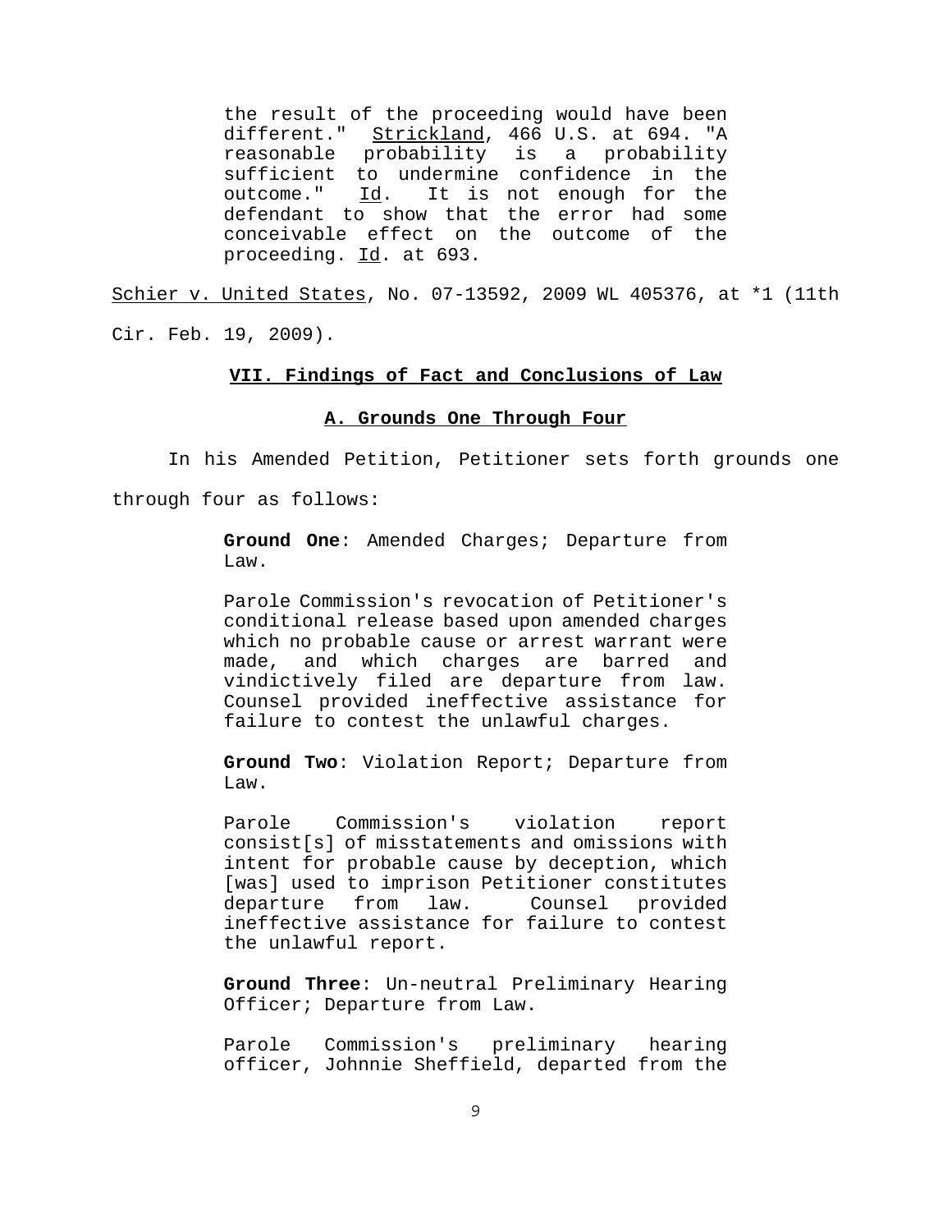> the result of the proceeding would have been different." Strickland, 466 U.S. at 694. "A reasonable probability is a probability sufficient to undermine confidence in the outcome." Id. It is not enough for the defendant to show that the error had some conceivable effect on the outcome of the proceeding. Id. at 693.

Schier v. United States, No. 07-13592, 2009 WL 405376, at *1 (11th Cir. Feb. 19, 2009).

## VII. Findings of Fact and Conclusions of Law

### A. Grounds One Through Four

In his Amended Petition, Petitioner sets forth grounds one through four as follows:

> **Ground One**: Amended Charges; Departure from Law.
>
> Parole Commission's revocation of Petitioner's conditional release based upon amended charges which no probable cause or arrest warrant were made, and which charges are barred and vindictively filed are departure from law. Counsel provided ineffective assistance for failure to contest the unlawful charges.
>
> **Ground Two**: Violation Report; Departure from Law.
>
> Parole Commission's violation report consist[s] of misstatements and omissions with intent for probable cause by deception, which [was] used to imprison Petitioner constitutes departure from law. Counsel provided ineffective assistance for failure to contest the unlawful report.
>
> **Ground Three**: Un-neutral Preliminary Hearing Officer; Departure from Law.
>
> Parole Commission's preliminary hearing officer, Johnnie Sheffield, departed from the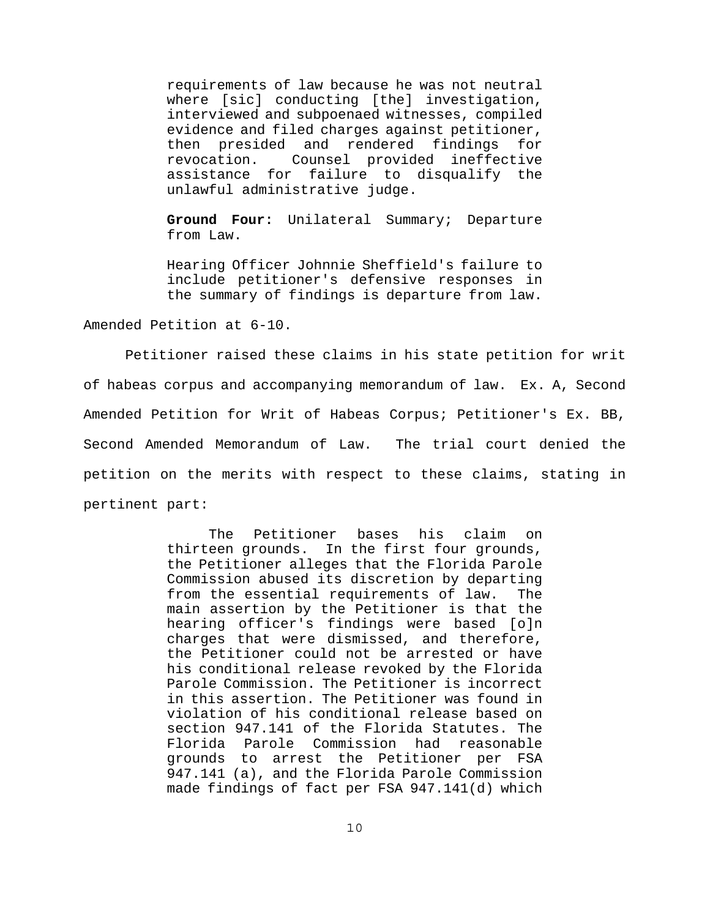> requirements of law because he was not neutral where [sic] conducting [the] investigation, interviewed and subpoenaed witnesses, compiled evidence and filed charges against petitioner, then presided and rendered findings for revocation. Counsel provided ineffective assistance for failure to disqualify the unlawful administrative judge.
>
> **Ground Four:** Unilateral Summary; Departure from Law.
>
> Hearing Officer Johnnie Sheffield's failure to include petitioner's defensive responses in the summary of findings is departure from law.

Amended Petition at 6-10.

Petitioner raised these claims in his state petition for writ of habeas corpus and accompanying memorandum of law. Ex. A, Second Amended Petition for Writ of Habeas Corpus; Petitioner's Ex. BB, Second Amended Memorandum of Law. The trial court denied the petition on the merits with respect to these claims, stating in pertinent part:

> The Petitioner bases his claim on thirteen grounds. In the first four grounds, the Petitioner alleges that the Florida Parole Commission abused its discretion by departing from the essential requirements of law. The main assertion by the Petitioner is that the hearing officer's findings were based [o]n charges that were dismissed, and therefore, the Petitioner could not be arrested or have his conditional release revoked by the Florida Parole Commission. The Petitioner is incorrect in this assertion. The Petitioner was found in violation of his conditional release based on section 947.141 of the Florida Statutes. The Florida Parole Commission had reasonable grounds to arrest the Petitioner per FSA 947.141 (a), and the Florida Parole Commission made findings of fact per FSA 947.141(d) which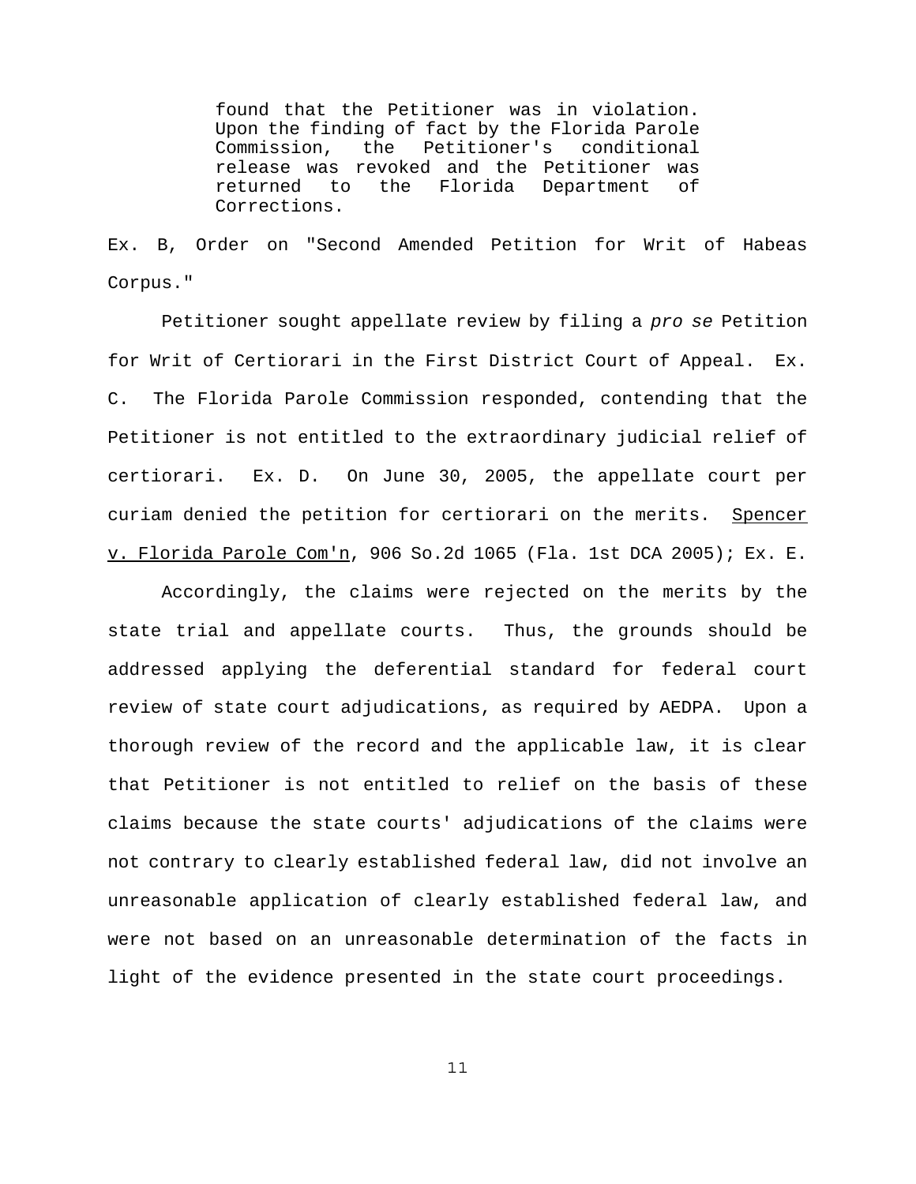> found that the Petitioner was in violation. Upon the finding of fact by the Florida Parole Commission, the Petitioner's conditional release was revoked and the Petitioner was returned to the Florida Department of Corrections.

Ex. B, Order on "Second Amended Petition for Writ of Habeas Corpus."

Petitioner sought appellate review by filing a *pro se* Petition for Writ of Certiorari in the First District Court of Appeal. Ex. C. The Florida Parole Commission responded, contending that the Petitioner is not entitled to the extraordinary judicial relief of certiorari. Ex. D. On June 30, 2005, the appellate court per curiam denied the petition for certiorari on the merits. Spencer v. Florida Parole Com'n, 906 So.2d 1065 (Fla. 1st DCA 2005); Ex. E.

Accordingly, the claims were rejected on the merits by the state trial and appellate courts. Thus, the grounds should be addressed applying the deferential standard for federal court review of state court adjudications, as required by AEDPA. Upon a thorough review of the record and the applicable law, it is clear that Petitioner is not entitled to relief on the basis of these claims because the state courts' adjudications of the claims were not contrary to clearly established federal law, did not involve an unreasonable application of clearly established federal law, and were not based on an unreasonable determination of the facts in light of the evidence presented in the state court proceedings.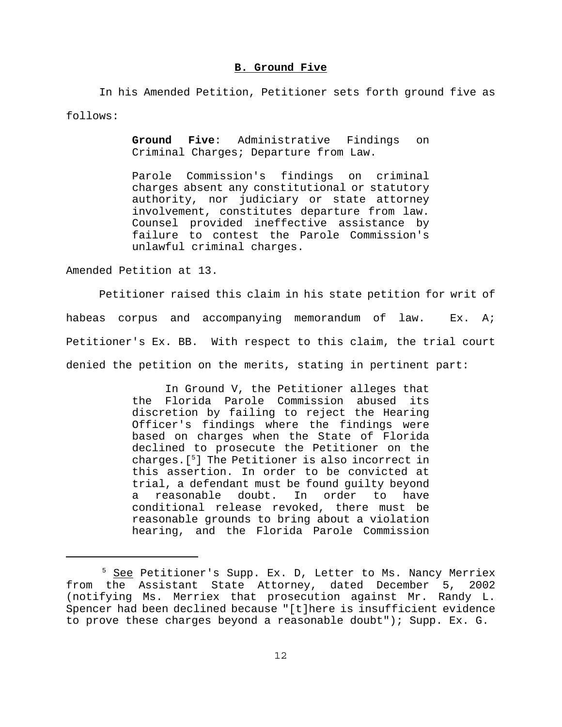### **B. Ground Five**

In his Amended Petition, Petitioner sets forth ground five as follows:

> **Ground Five**: Administrative Findings on Criminal Charges; Departure from Law.
>
> Parole Commission's findings on criminal charges absent any constitutional or statutory authority, nor judiciary or state attorney involvement, constitutes departure from law. Counsel provided ineffective assistance by failure to contest the Parole Commission's unlawful criminal charges.

Amended Petition at 13.

Petitioner raised this claim in his state petition for writ of habeas corpus and accompanying memorandum of law. Ex. A; Petitioner's Ex. BB. With respect to this claim, the trial court denied the petition on the merits, stating in pertinent part:

> In Ground V, the Petitioner alleges that the Florida Parole Commission abused its discretion by failing to reject the Hearing Officer's findings where the findings were based on charges when the State of Florida declined to prosecute the Petitioner on the charges.[5] The Petitioner is also incorrect in this assertion. In order to be convicted at trial, a defendant must be found guilty beyond a reasonable doubt. In order to have conditional release revoked, there must be reasonable grounds to bring about a violation hearing, and the Florida Parole Commission

---

[5] See Petitioner's Supp. Ex. D, Letter to Ms. Nancy Merriex from the Assistant State Attorney, dated December 5, 2002 (notifying Ms. Merriex that prosecution against Mr. Randy L. Spencer had been declined because "[t]here is insufficient evidence to prove these charges beyond a reasonable doubt"); Supp. Ex. G.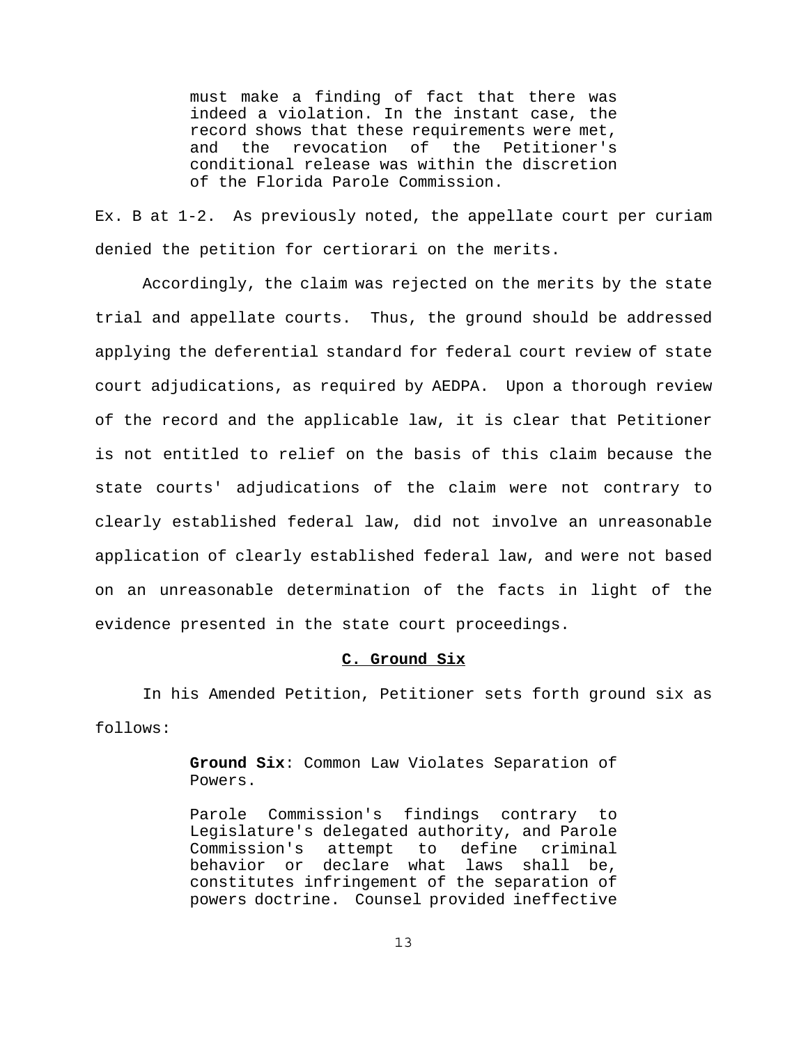> must make a finding of fact that there was indeed a violation. In the instant case, the record shows that these requirements were met, and the revocation of the Petitioner's conditional release was within the discretion of the Florida Parole Commission.

Ex. B at 1-2. As previously noted, the appellate court per curiam denied the petition for certiorari on the merits.

Accordingly, the claim was rejected on the merits by the state trial and appellate courts. Thus, the ground should be addressed applying the deferential standard for federal court review of state court adjudications, as required by AEDPA. Upon a thorough review of the record and the applicable law, it is clear that Petitioner is not entitled to relief on the basis of this claim because the state courts' adjudications of the claim were not contrary to clearly established federal law, did not involve an unreasonable application of clearly established federal law, and were not based on an unreasonable determination of the facts in light of the evidence presented in the state court proceedings.

### C. Ground Six

In his Amended Petition, Petitioner sets forth ground six as follows:

> **Ground Six**: Common Law Violates Separation of Powers.
>
> Parole Commission's findings contrary to Legislature's delegated authority, and Parole Commission's attempt to define criminal behavior or declare what laws shall be, constitutes infringement of the separation of powers doctrine. Counsel provided ineffective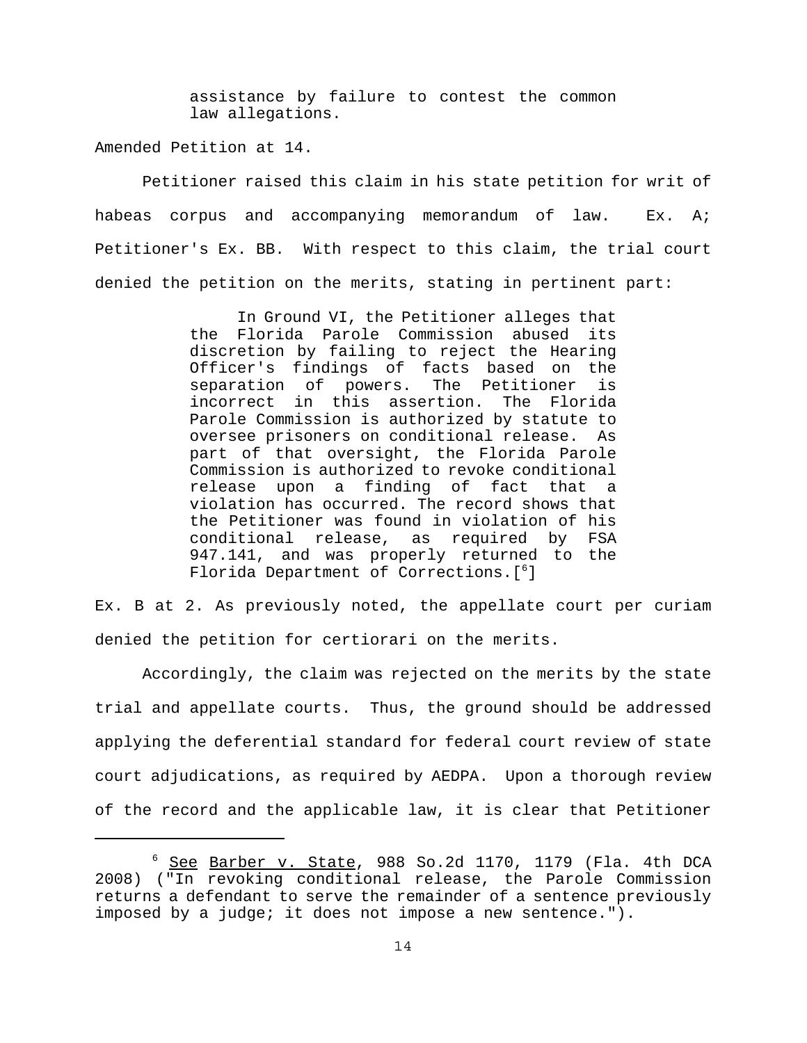> assistance by failure to contest the common law allegations.

Amended Petition at 14.

Petitioner raised this claim in his state petition for writ of habeas corpus and accompanying memorandum of law. Ex. A; Petitioner's Ex. BB. With respect to this claim, the trial court denied the petition on the merits, stating in pertinent part:

> In Ground VI, the Petitioner alleges that the Florida Parole Commission abused its discretion by failing to reject the Hearing Officer's findings of facts based on the separation of powers. The Petitioner is incorrect in this assertion. The Florida Parole Commission is authorized by statute to oversee prisoners on conditional release. As part of that oversight, the Florida Parole Commission is authorized to revoke conditional release upon a finding of fact that a violation has occurred. The record shows that the Petitioner was found in violation of his conditional release, as required by FSA 947.141, and was properly returned to the Florida Department of Corrections.[6]

Ex. B at 2. As previously noted, the appellate court per curiam denied the petition for certiorari on the merits.

Accordingly, the claim was rejected on the merits by the state trial and appellate courts. Thus, the ground should be addressed applying the deferential standard for federal court review of state court adjudications, as required by AEDPA. Upon a thorough review of the record and the applicable law, it is clear that Petitioner

---

[6] See Barber v. State, 988 So.2d 1170, 1179 (Fla. 4th DCA 2008) ("In revoking conditional release, the Parole Commission returns a defendant to serve the remainder of a sentence previously imposed by a judge; it does not impose a new sentence.").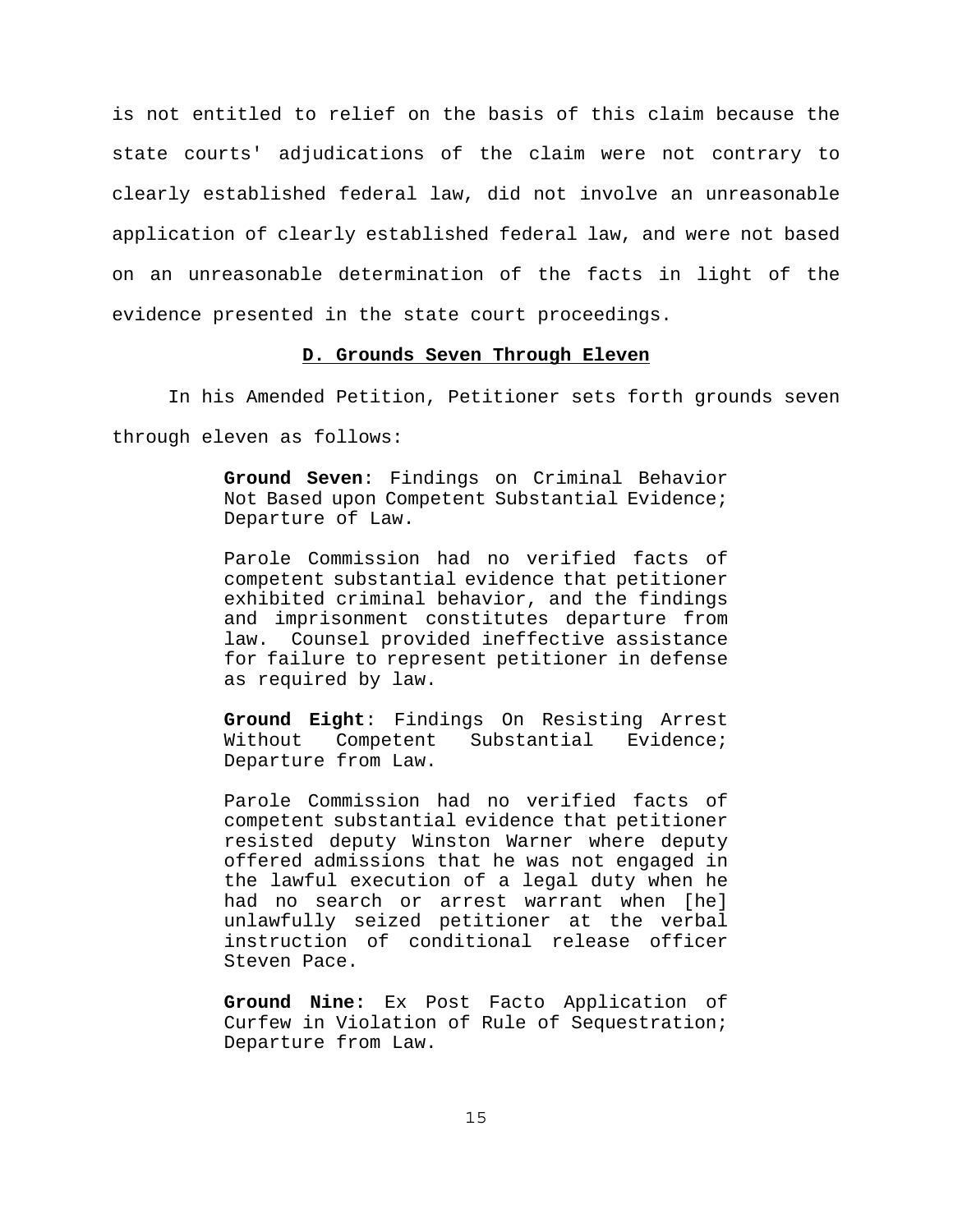is not entitled to relief on the basis of this claim because the state courts' adjudications of the claim were not contrary to clearly established federal law, did not involve an unreasonable application of clearly established federal law, and were not based on an unreasonable determination of the facts in light of the evidence presented in the state court proceedings.

### D. Grounds Seven Through Eleven

In his Amended Petition, Petitioner sets forth grounds seven through eleven as follows:

> **Ground Seven**: Findings on Criminal Behavior Not Based upon Competent Substantial Evidence; Departure of Law.
>
> Parole Commission had no verified facts of competent substantial evidence that petitioner exhibited criminal behavior, and the findings and imprisonment constitutes departure from law. Counsel provided ineffective assistance for failure to represent petitioner in defense as required by law.
>
> **Ground Eight**: Findings On Resisting Arrest Without Competent Substantial Evidence; Departure from Law.
>
> Parole Commission had no verified facts of competent substantial evidence that petitioner resisted deputy Winston Warner where deputy offered admissions that he was not engaged in the lawful execution of a legal duty when he had no search or arrest warrant when [he] unlawfully seized petitioner at the verbal instruction of conditional release officer Steven Pace.
>
> **Ground Nine:** Ex Post Facto Application of Curfew in Violation of Rule of Sequestration; Departure from Law.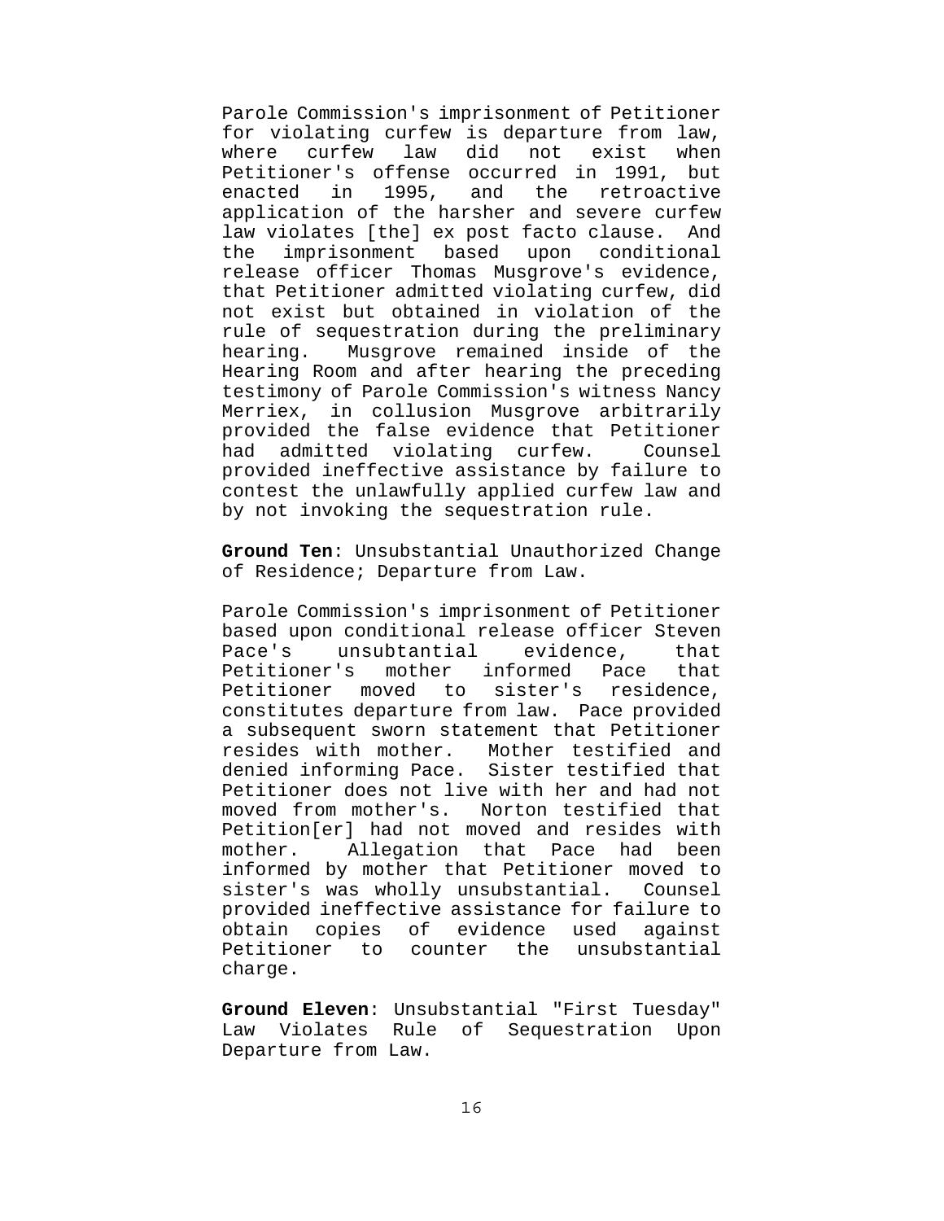Parole Commission's imprisonment of Petitioner for violating curfew is departure from law, where curfew law did not exist when Petitioner's offense occurred in 1991, but enacted in 1995, and the retroactive application of the harsher and severe curfew law violates [the] ex post facto clause. And the imprisonment based upon conditional release officer Thomas Musgrove's evidence, that Petitioner admitted violating curfew, did not exist but obtained in violation of the rule of sequestration during the preliminary hearing. Musgrove remained inside of the Hearing Room and after hearing the preceding testimony of Parole Commission's witness Nancy Merriex, in collusion Musgrove arbitrarily provided the false evidence that Petitioner had admitted violating curfew. Counsel provided ineffective assistance by failure to contest the unlawfully applied curfew law and by not invoking the sequestration rule.

**Ground Ten**: Unsubstantial Unauthorized Change of Residence; Departure from Law.

Parole Commission's imprisonment of Petitioner based upon conditional release officer Steven Pace's unsubtantial evidence, that Petitioner's mother informed Pace that Petitioner moved to sister's residence, constitutes departure from law. Pace provided a subsequent sworn statement that Petitioner resides with mother. Mother testified and denied informing Pace. Sister testified that Petitioner does not live with her and had not moved from mother's. Norton testified that Petition[er] had not moved and resides with mother. Allegation that Pace had been informed by mother that Petitioner moved to sister's was wholly unsubstantial. Counsel provided ineffective assistance for failure to obtain copies of evidence used against Petitioner to counter the unsubstantial charge.

**Ground Eleven**: Unsubstantial "First Tuesday" Law Violates Rule of Sequestration Upon Departure from Law.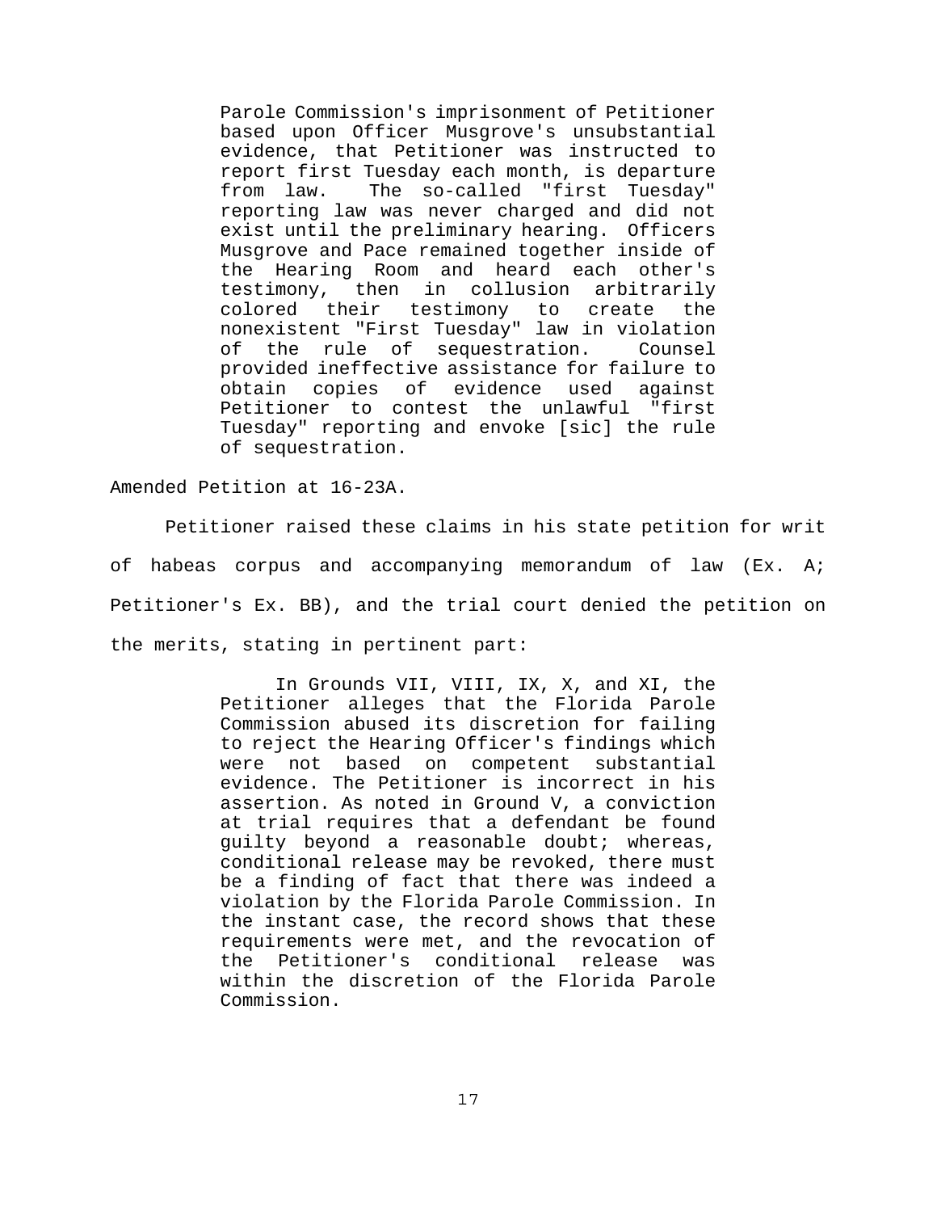> Parole Commission's imprisonment of Petitioner based upon Officer Musgrove's unsubstantial evidence, that Petitioner was instructed to report first Tuesday each month, is departure from law. The so-called "first Tuesday" reporting law was never charged and did not exist until the preliminary hearing. Officers Musgrove and Pace remained together inside of the Hearing Room and heard each other's testimony, then in collusion arbitrarily colored their testimony to create the nonexistent "First Tuesday" law in violation of the rule of sequestration. Counsel provided ineffective assistance for failure to obtain copies of evidence used against Petitioner to contest the unlawful "first Tuesday" reporting and envoke [sic] the rule of sequestration.

Amended Petition at 16-23A.

Petitioner raised these claims in his state petition for writ of habeas corpus and accompanying memorandum of law (Ex. A; Petitioner's Ex. BB), and the trial court denied the petition on the merits, stating in pertinent part:

> In Grounds VII, VIII, IX, X, and XI, the Petitioner alleges that the Florida Parole Commission abused its discretion for failing to reject the Hearing Officer's findings which were not based on competent substantial evidence. The Petitioner is incorrect in his assertion. As noted in Ground V, a conviction at trial requires that a defendant be found guilty beyond a reasonable doubt; whereas, conditional release may be revoked, there must be a finding of fact that there was indeed a violation by the Florida Parole Commission. In the instant case, the record shows that these requirements were met, and the revocation of the Petitioner's conditional release was within the discretion of the Florida Parole Commission.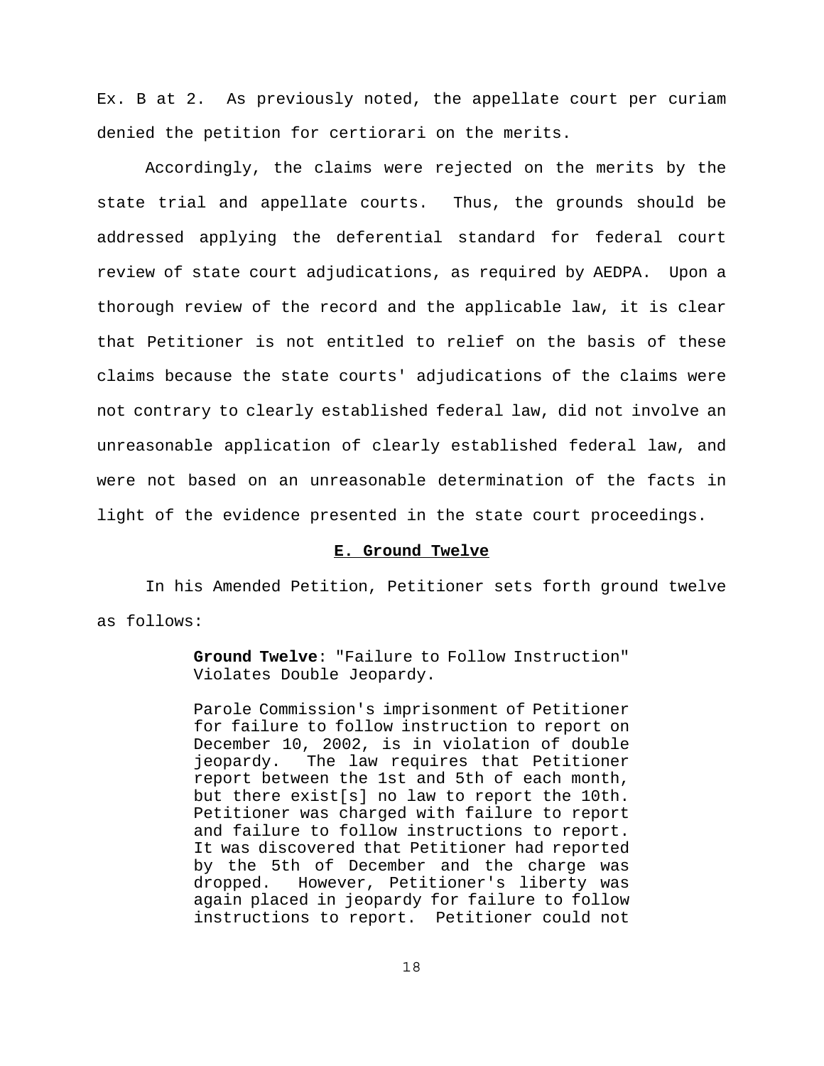Ex. B at 2. As previously noted, the appellate court per curiam denied the petition for certiorari on the merits.

Accordingly, the claims were rejected on the merits by the state trial and appellate courts. Thus, the grounds should be addressed applying the deferential standard for federal court review of state court adjudications, as required by AEDPA. Upon a thorough review of the record and the applicable law, it is clear that Petitioner is not entitled to relief on the basis of these claims because the state courts' adjudications of the claims were not contrary to clearly established federal law, did not involve an unreasonable application of clearly established federal law, and were not based on an unreasonable determination of the facts in light of the evidence presented in the state court proceedings.

### E. Ground Twelve

In his Amended Petition, Petitioner sets forth ground twelve as follows:

> **Ground Twelve**: "Failure to Follow Instruction" Violates Double Jeopardy.
>
> Parole Commission's imprisonment of Petitioner for failure to follow instruction to report on December 10, 2002, is in violation of double jeopardy. The law requires that Petitioner report between the 1st and 5th of each month, but there exist[s] no law to report the 10th. Petitioner was charged with failure to report and failure to follow instructions to report. It was discovered that Petitioner had reported by the 5th of December and the charge was dropped. However, Petitioner's liberty was again placed in jeopardy for failure to follow instructions to report. Petitioner could not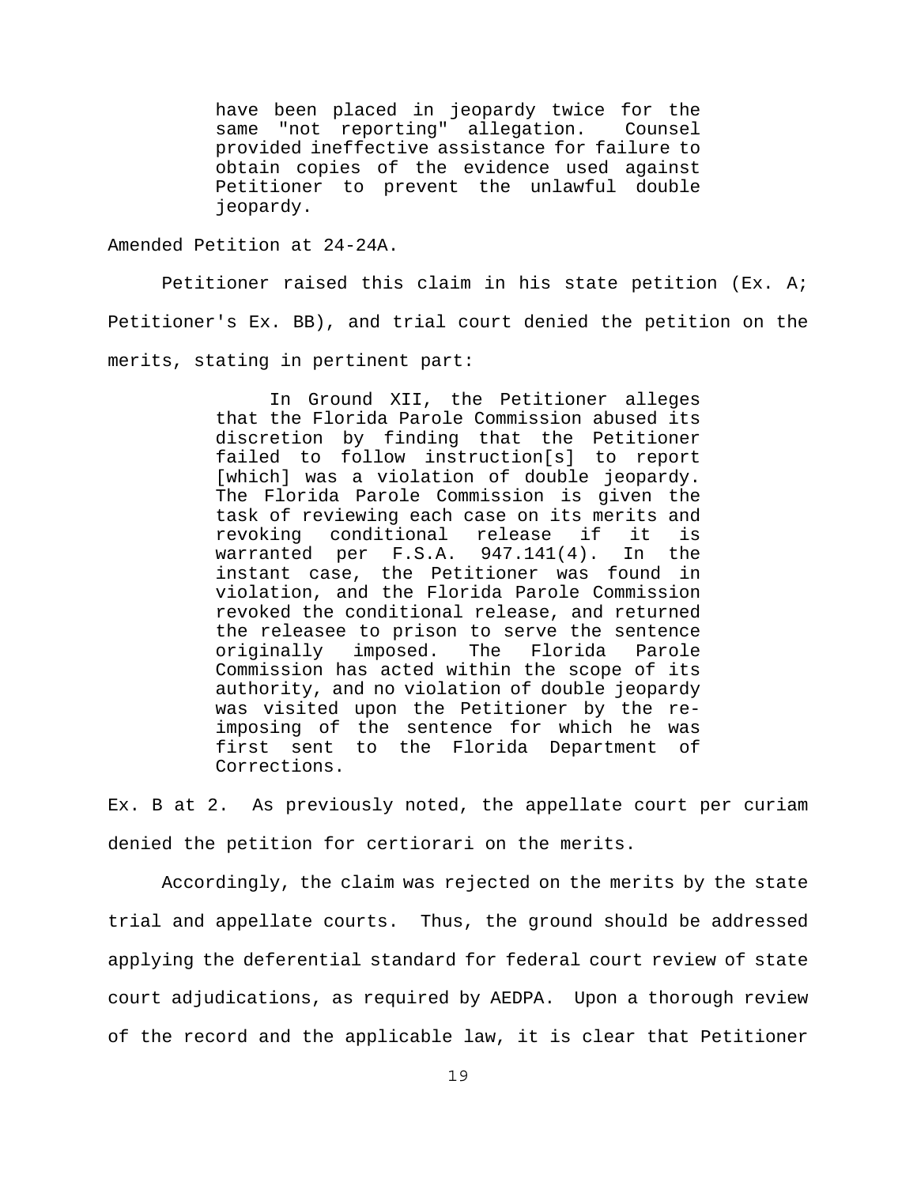> have been placed in jeopardy twice for the same "not reporting" allegation. Counsel provided ineffective assistance for failure to obtain copies of the evidence used against Petitioner to prevent the unlawful double jeopardy.

Amended Petition at 24-24A.

Petitioner raised this claim in his state petition (Ex. A; Petitioner's Ex. BB), and trial court denied the petition on the merits, stating in pertinent part:

> In Ground XII, the Petitioner alleges that the Florida Parole Commission abused its discretion by finding that the Petitioner failed to follow instruction[s] to report [which] was a violation of double jeopardy. The Florida Parole Commission is given the task of reviewing each case on its merits and revoking conditional release if it is warranted per F.S.A. 947.141(4). In the instant case, the Petitioner was found in violation, and the Florida Parole Commission revoked the conditional release, and returned the releasee to prison to serve the sentence originally imposed. The Florida Parole Commission has acted within the scope of its authority, and no violation of double jeopardy was visited upon the Petitioner by the re-imposing of the sentence for which he was first sent to the Florida Department of Corrections.

Ex. B at 2. As previously noted, the appellate court per curiam denied the petition for certiorari on the merits.

Accordingly, the claim was rejected on the merits by the state trial and appellate courts. Thus, the ground should be addressed applying the deferential standard for federal court review of state court adjudications, as required by AEDPA. Upon a thorough review of the record and the applicable law, it is clear that Petitioner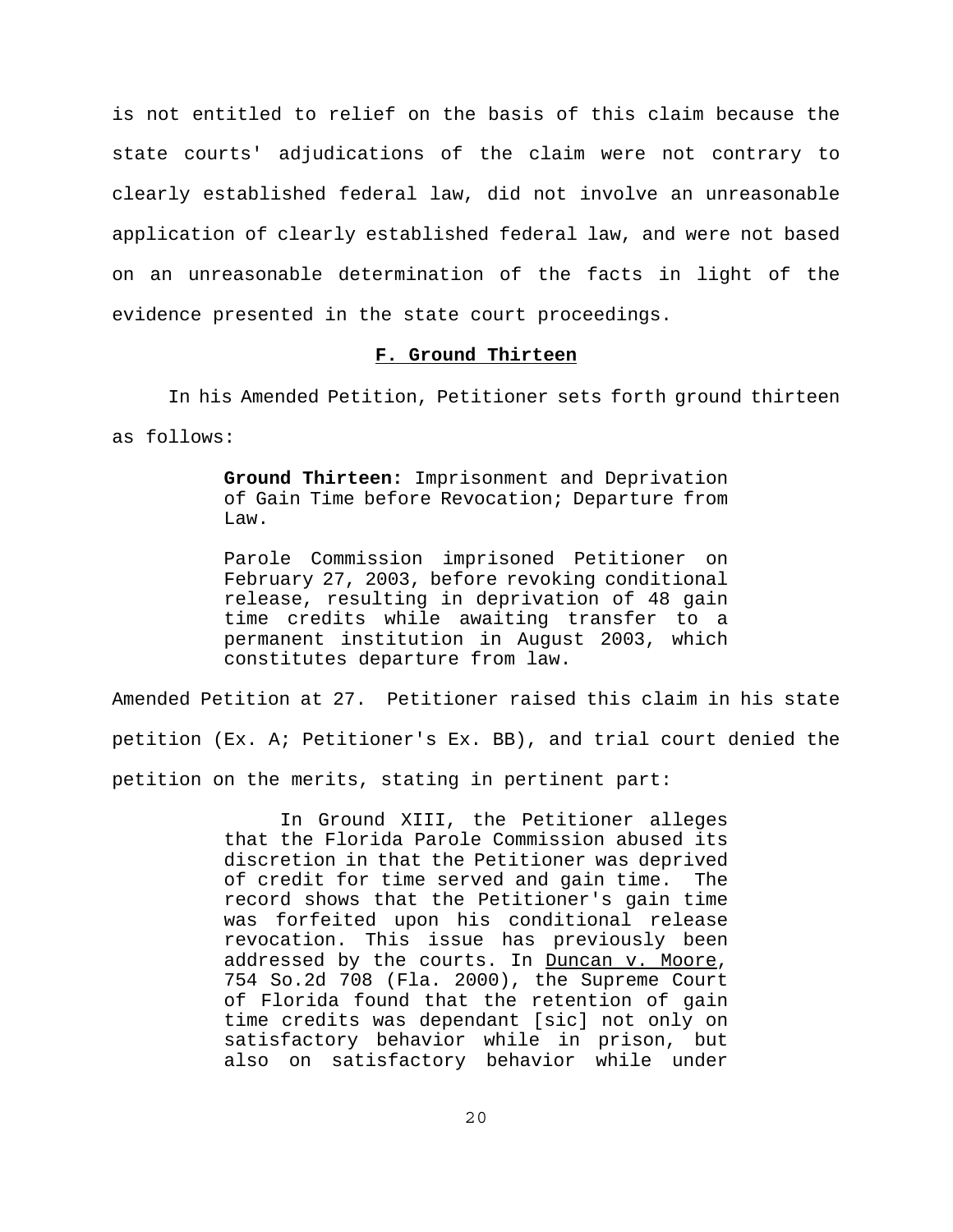is not entitled to relief on the basis of this claim because the state courts' adjudications of the claim were not contrary to clearly established federal law, did not involve an unreasonable application of clearly established federal law, and were not based on an unreasonable determination of the facts in light of the evidence presented in the state court proceedings.

### F. Ground Thirteen

In his Amended Petition, Petitioner sets forth ground thirteen as follows:

> **Ground Thirteen:** Imprisonment and Deprivation of Gain Time before Revocation; Departure from Law.
>
> Parole Commission imprisoned Petitioner on February 27, 2003, before revoking conditional release, resulting in deprivation of 48 gain time credits while awaiting transfer to a permanent institution in August 2003, which constitutes departure from law.

Amended Petition at 27. Petitioner raised this claim in his state petition (Ex. A; Petitioner's Ex. BB), and trial court denied the petition on the merits, stating in pertinent part:

> In Ground XIII, the Petitioner alleges that the Florida Parole Commission abused its discretion in that the Petitioner was deprived of credit for time served and gain time. The record shows that the Petitioner's gain time was forfeited upon his conditional release revocation. This issue has previously been addressed by the courts. In Duncan v. Moore, 754 So.2d 708 (Fla. 2000), the Supreme Court of Florida found that the retention of gain time credits was dependant [sic] not only on satisfactory behavior while in prison, but also on satisfactory behavior while under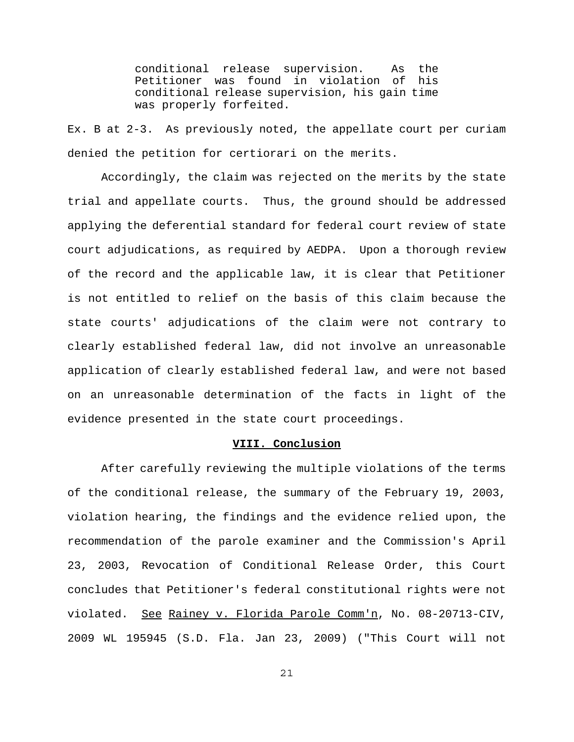> conditional release supervision. As the Petitioner was found in violation of his conditional release supervision, his gain time was properly forfeited.

Ex. B at 2-3. As previously noted, the appellate court per curiam denied the petition for certiorari on the merits.

Accordingly, the claim was rejected on the merits by the state trial and appellate courts. Thus, the ground should be addressed applying the deferential standard for federal court review of state court adjudications, as required by AEDPA. Upon a thorough review of the record and the applicable law, it is clear that Petitioner is not entitled to relief on the basis of this claim because the state courts' adjudications of the claim were not contrary to clearly established federal law, did not involve an unreasonable application of clearly established federal law, and were not based on an unreasonable determination of the facts in light of the evidence presented in the state court proceedings.

## VIII. Conclusion

After carefully reviewing the multiple violations of the terms of the conditional release, the summary of the February 19, 2003, violation hearing, the findings and the evidence relied upon, the recommendation of the parole examiner and the Commission's April 23, 2003, Revocation of Conditional Release Order, this Court concludes that Petitioner's federal constitutional rights were not violated. See Rainey v. Florida Parole Comm'n, No. 08-20713-CIV, 2009 WL 195945 (S.D. Fla. Jan 23, 2009) ("This Court will not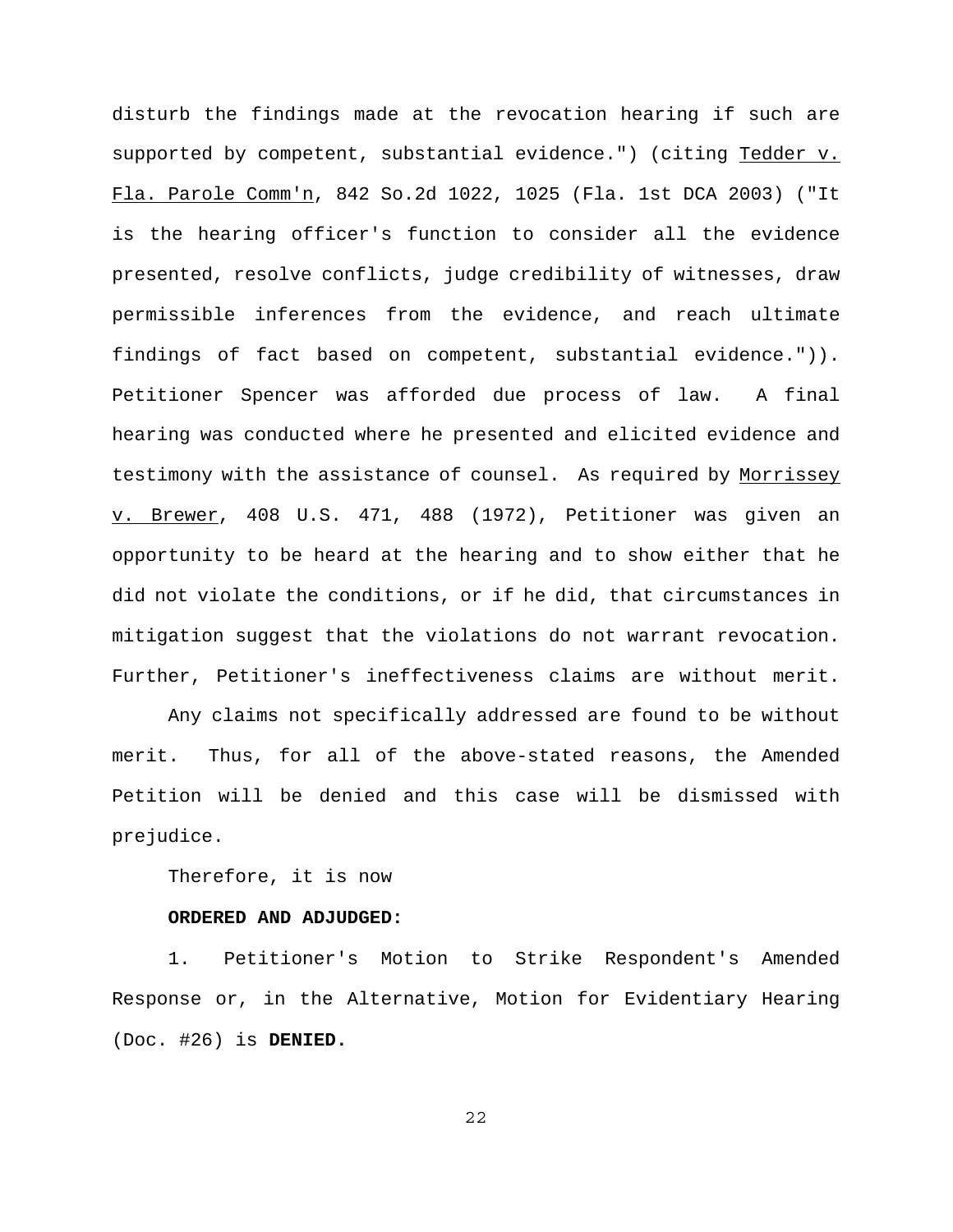disturb the findings made at the revocation hearing if such are supported by competent, substantial evidence.") (citing Tedder v. Fla. Parole Comm'n, 842 So.2d 1022, 1025 (Fla. 1st DCA 2003) ("It is the hearing officer's function to consider all the evidence presented, resolve conflicts, judge credibility of witnesses, draw permissible inferences from the evidence, and reach ultimate findings of fact based on competent, substantial evidence.")). Petitioner Spencer was afforded due process of law. A final hearing was conducted where he presented and elicited evidence and testimony with the assistance of counsel. As required by Morrissey v. Brewer, 408 U.S. 471, 488 (1972), Petitioner was given an opportunity to be heard at the hearing and to show either that he did not violate the conditions, or if he did, that circumstances in mitigation suggest that the violations do not warrant revocation. Further, Petitioner's ineffectiveness claims are without merit.

Any claims not specifically addressed are found to be without merit. Thus, for all of the above-stated reasons, the Amended Petition will be denied and this case will be dismissed with prejudice.

Therefore, it is now

**ORDERED AND ADJUDGED:**

1. Petitioner's Motion to Strike Respondent's Amended Response or, in the Alternative, Motion for Evidentiary Hearing (Doc. #26) is **DENIED.**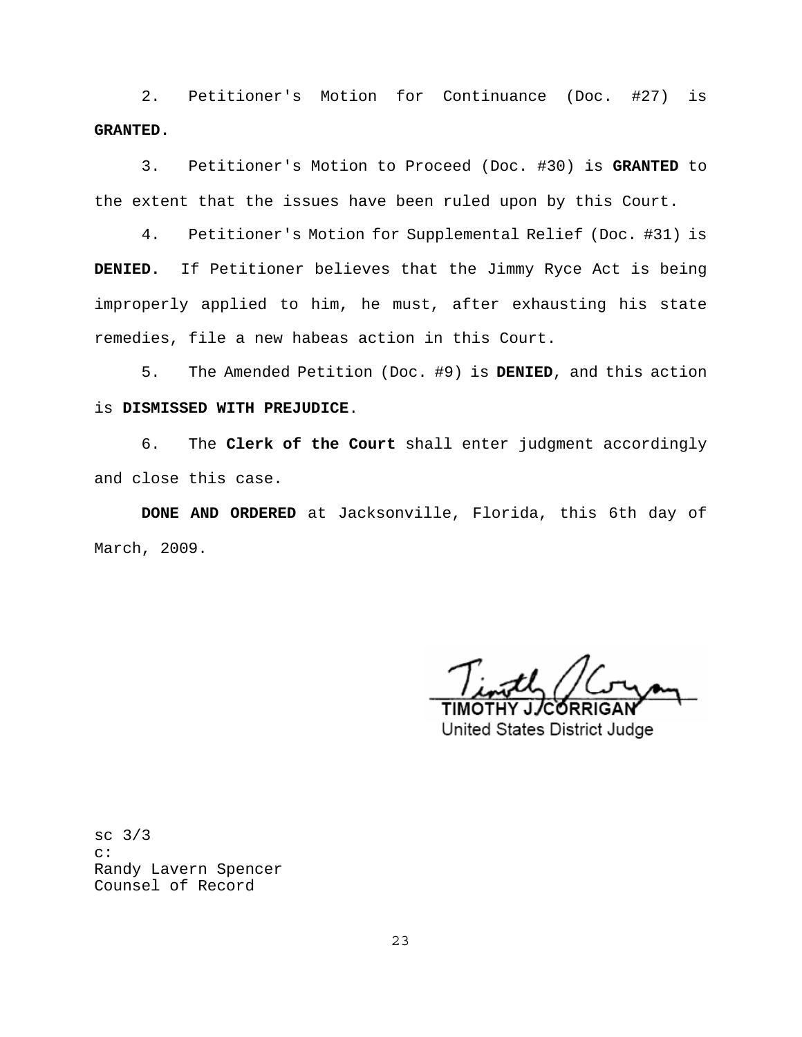2. Petitioner's Motion for Continuance (Doc. #27) is **GRANTED.**

3. Petitioner's Motion to Proceed (Doc. #30) is **GRANTED** to the extent that the issues have been ruled upon by this Court.

4. Petitioner's Motion for Supplemental Relief (Doc. #31) is **DENIED.** If Petitioner believes that the Jimmy Ryce Act is being improperly applied to him, he must, after exhausting his state remedies, file a new habeas action in this Court.

5. The Amended Petition (Doc. #9) is **DENIED**, and this action is **DISMISSED WITH PREJUDICE**.

6. The **Clerk of the Court** shall enter judgment accordingly and close this case.

**DONE AND ORDERED** at Jacksonville, Florida, this 6th day of March, 2009.

TIMOTHY J. CORRIGAN
United States District Judge

sc 3/3
c:
Randy Lavern Spencer
Counsel of Record